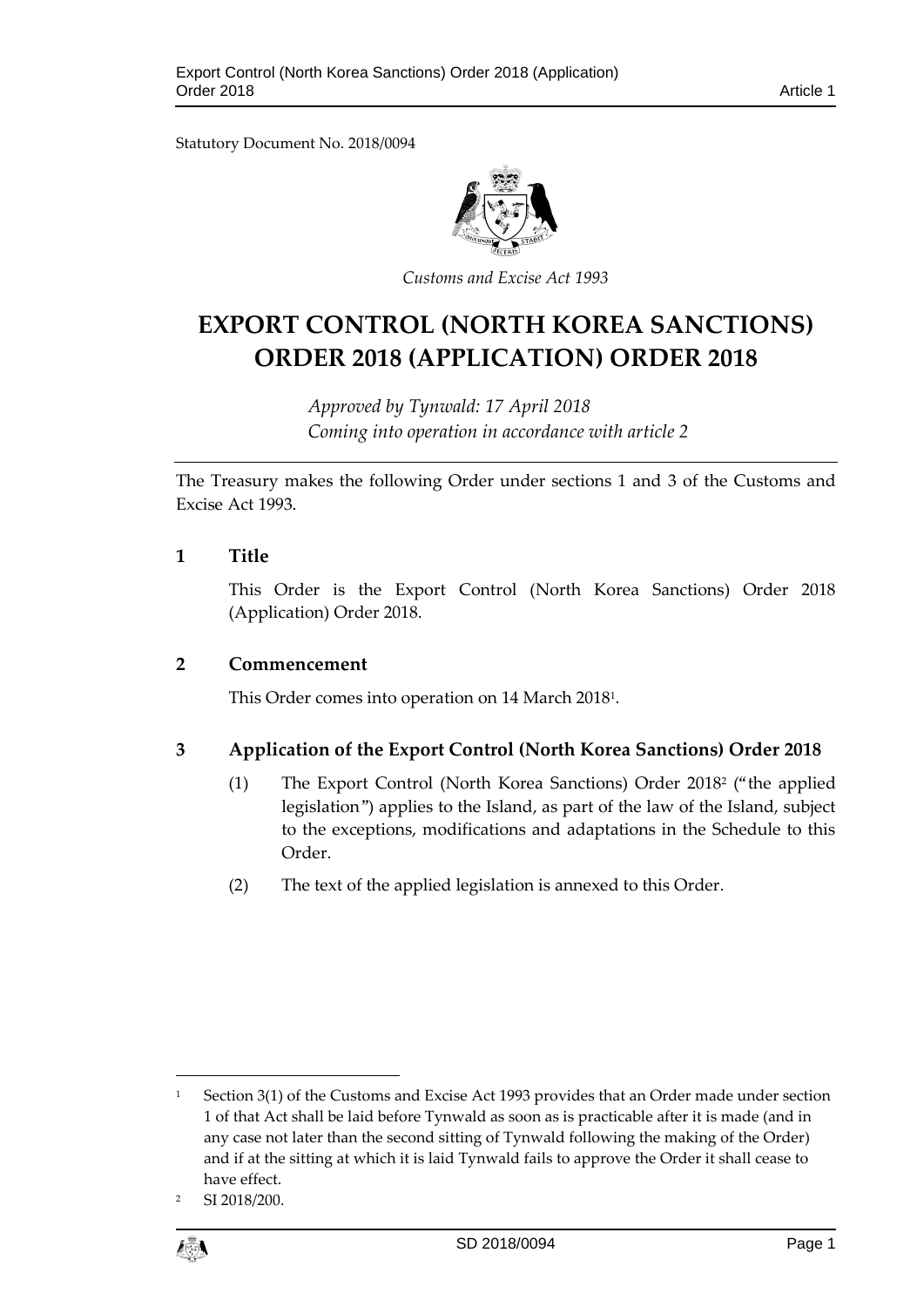Statutory Document No. 2018/0094

*Customs and Excise Act 1993*

# EXPORT CONTROL (NORTH KOREA SANCTIONS) ORDER 2018 (APPLICATION) ORDER 2018

*Approved by Tynwald: 17 April 2018*
*Coming into operation in accordance with article 2*

The Treasury makes the following Order under sections 1 and 3 of the Customs and Excise Act 1993.

## 1 Title

This Order is the Export Control (North Korea Sanctions) Order 2018 (Application) Order 2018.

## 2 Commencement

This Order comes into operation on 14 March 2018[1].

## 3 Application of the Export Control (North Korea Sanctions) Order 2018

(1) The Export Control (North Korea Sanctions) Order 2018[2] ("the applied legislation") applies to the Island, as part of the law of the Island, subject to the exceptions, modifications and adaptations in the Schedule to this Order.

(2) The text of the applied legislation is annexed to this Order.

---

[1] Section 3(1) of the Customs and Excise Act 1993 provides that an Order made under section 1 of that Act shall be laid before Tynwald as soon as is practicable after it is made (and in any case not later than the second sitting of Tynwald following the making of the Order) and if at the sitting at which it is laid Tynwald fails to approve the Order it shall cease to have effect.

[2] SI 2018/200.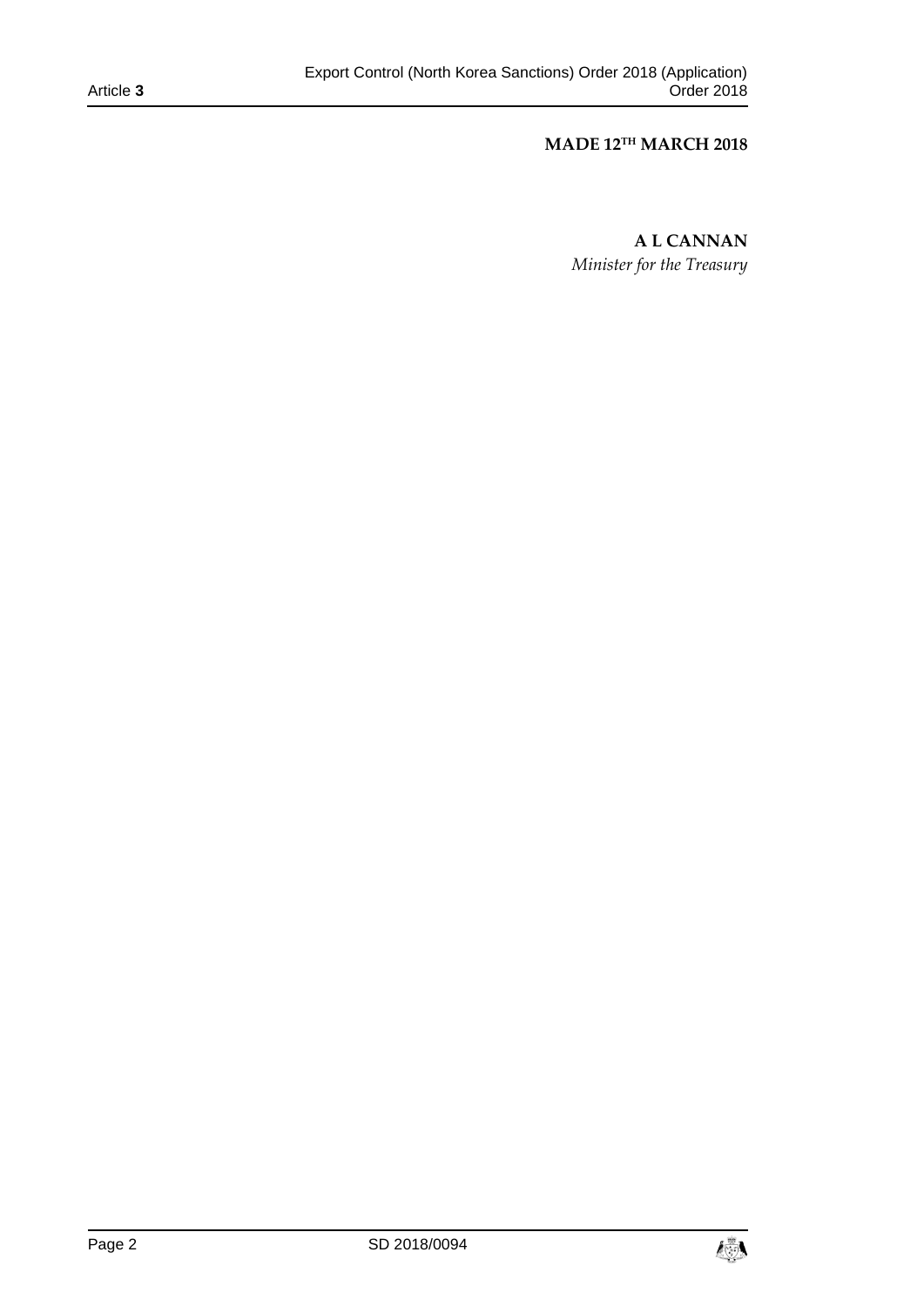**MADE 12TH MARCH 2018**

**A L CANNAN**

*Minister for the Treasury*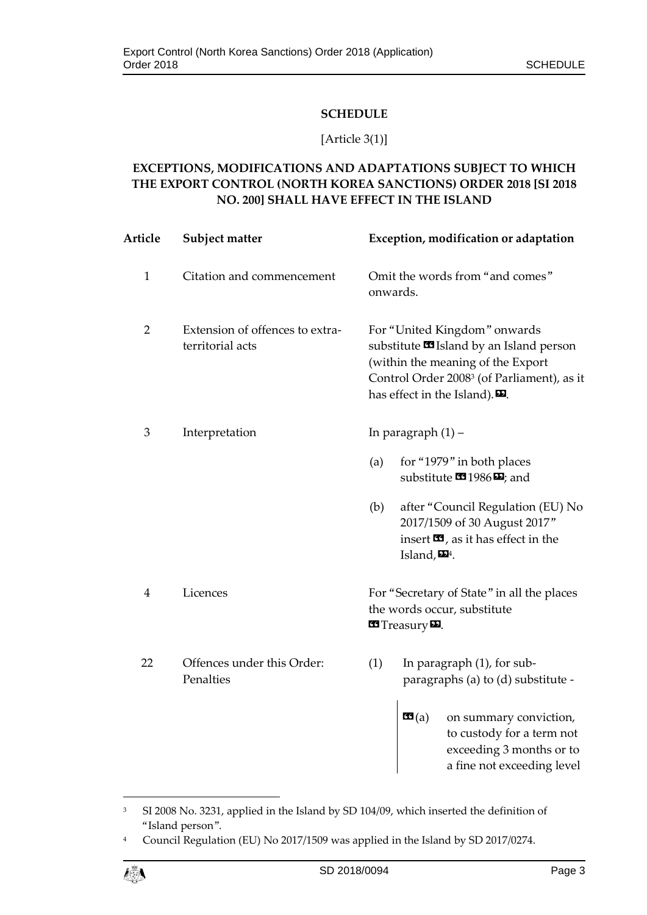## SCHEDULE

[Article 3(1)]

### EXCEPTIONS, MODIFICATIONS AND ADAPTATIONS SUBJECT TO WHICH THE EXPORT CONTROL (NORTH KOREA SANCTIONS) ORDER 2018 [SI 2018 NO. 200] SHALL HAVE EFFECT IN THE ISLAND

| Article | Subject matter | Exception, modification or adaptation |
|---|---|---|
| 1 | Citation and commencement | Omit the words from "and comes" onwards. |
| 2 | Extension of offences to extra-territorial acts | For "United Kingdom" onwards substitute «Island by an Island person (within the meaning of the Export Control Order 2008[3] (of Parliament), as it has effect in the Island).». |
| 3 | Interpretation | In paragraph (1) – (a) for "1979" in both places substitute «1986»; and (b) after "Council Regulation (EU) No 2017/1509 of 30 August 2017" insert «, as it has effect in the Island,»[4]. |
| 4 | Licences | For "Secretary of State" in all the places the words occur, substitute «Treasury». |
| 22 | Offences under this Order: Penalties | (1) In paragraph (1), for sub-paragraphs (a) to (d) substitute - «(a) on summary conviction, to custody for a term not exceeding 3 months or to a fine not exceeding level |

[3] SI 2008 No. 3231, applied in the Island by SD 104/09, which inserted the definition of "Island person".

[4] Council Regulation (EU) No 2017/1509 was applied in the Island by SD 2017/0274.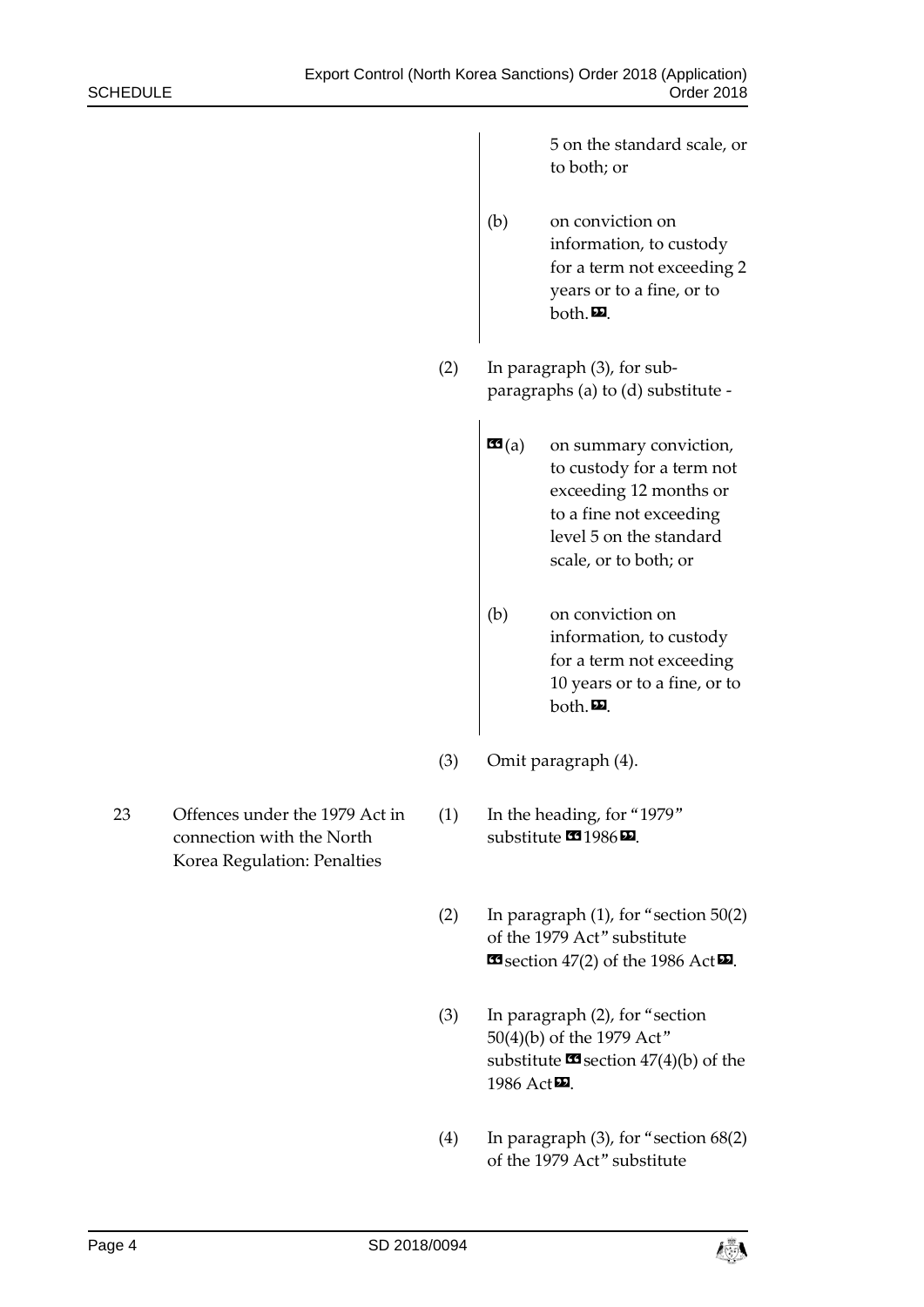5 on the standard scale, or to both; or

(b) on conviction on information, to custody for a term not exceeding 2 years or to a fine, or to both.».

(2) In paragraph (3), for sub-paragraphs (a) to (d) substitute -

«(a) on summary conviction, to custody for a term not exceeding 12 months or to a fine not exceeding level 5 on the standard scale, or to both; or

(b) on conviction on information, to custody for a term not exceeding 10 years or to a fine, or to both.».

(3) Omit paragraph (4).

**23 Offences under the 1979 Act in connection with the North Korea Regulation: Penalties**

(1) In the heading, for "1979" substitute «1986».

(2) In paragraph (1), for "section 50(2) of the 1979 Act" substitute «section 47(2) of the 1986 Act».

(3) In paragraph (2), for "section 50(4)(b) of the 1979 Act" substitute «section 47(4)(b) of the 1986 Act».

(4) In paragraph (3), for "section 68(2) of the 1979 Act" substitute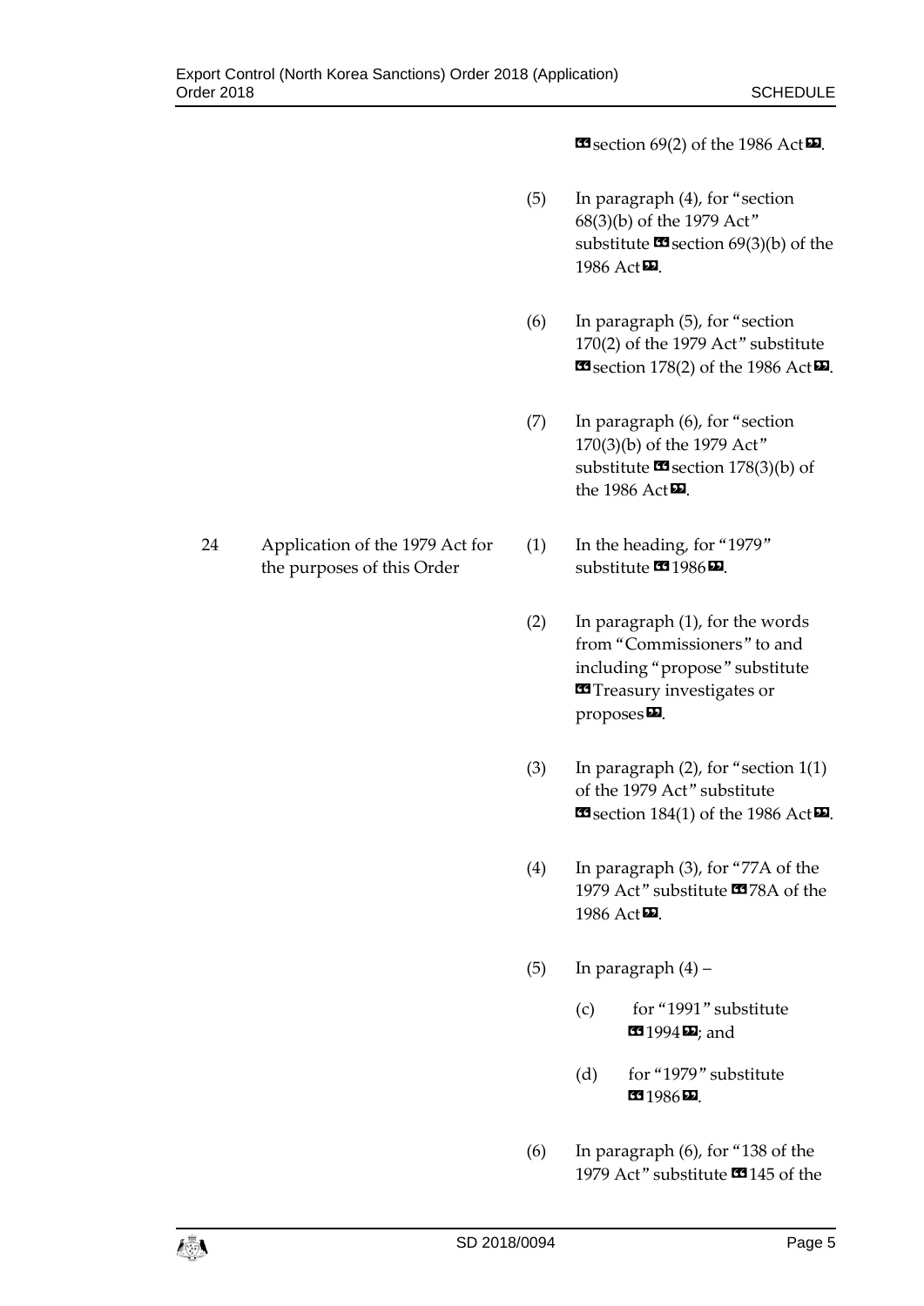«section 69(2) of the 1986 Act».

(5) In paragraph (4), for "section 68(3)(b) of the 1979 Act" substitute «section 69(3)(b) of the 1986 Act».

(6) In paragraph (5), for "section 170(2) of the 1979 Act" substitute «section 178(2) of the 1986 Act».

(7) In paragraph (6), for "section 170(3)(b) of the 1979 Act" substitute «section 178(3)(b) of the 1986 Act».

**24 Application of the 1979 Act for the purposes of this Order**

(1) In the heading, for "1979" substitute «1986».

(2) In paragraph (1), for the words from "Commissioners" to and including "propose" substitute «Treasury investigates or proposes».

(3) In paragraph (2), for "section 1(1) of the 1979 Act" substitute «section 184(1) of the 1986 Act».

(4) In paragraph (3), for "77A of the 1979 Act" substitute «78A of the 1986 Act».

(5) In paragraph (4) –

(c) for "1991" substitute «1994»; and

(d) for "1979" substitute «1986».

(6) In paragraph (6), for "138 of the 1979 Act" substitute «145 of the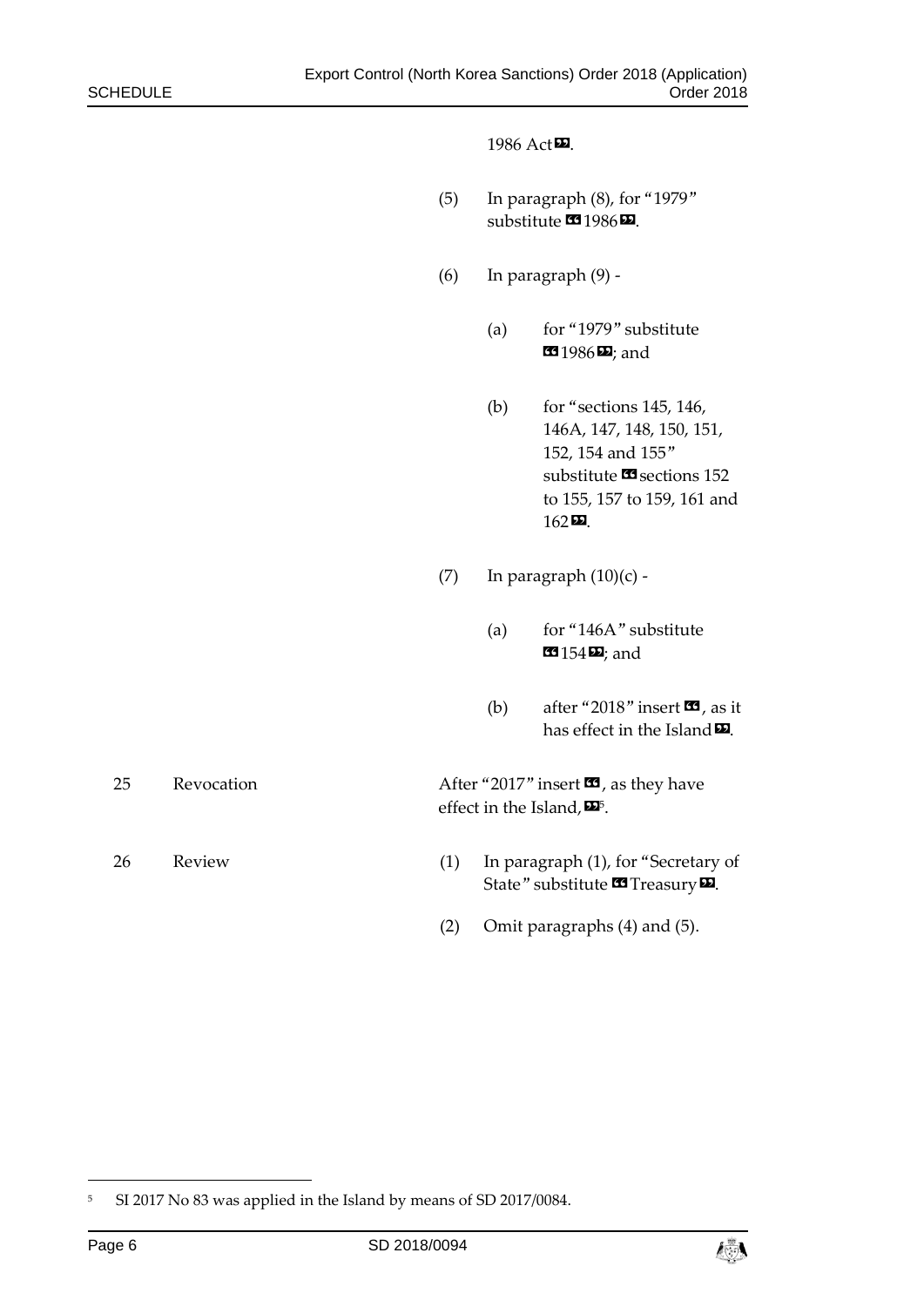1986 Act».

(5) In paragraph (8), for "1979" substitute «1986».

(6) In paragraph (9) -

(a) for "1979" substitute «1986»; and

(b) for "sections 145, 146, 146A, 147, 148, 150, 151, 152, 154 and 155" substitute «sections 152 to 155, 157 to 159, 161 and 162».

(7) In paragraph (10)(c) -

(a) for "146A" substitute «154»; and

(b) after "2018" insert «, as it has effect in the Island».

| | | |
|---|---|---|
| 25 | Revocation | After "2017" insert «, as they have effect in the Island,»[5]. |
| 26 | Review | (1) In paragraph (1), for "Secretary of State" substitute «Treasury». |
| | | (2) Omit paragraphs (4) and (5). |

[5] SI 2017 No 83 was applied in the Island by means of SD 2017/0084.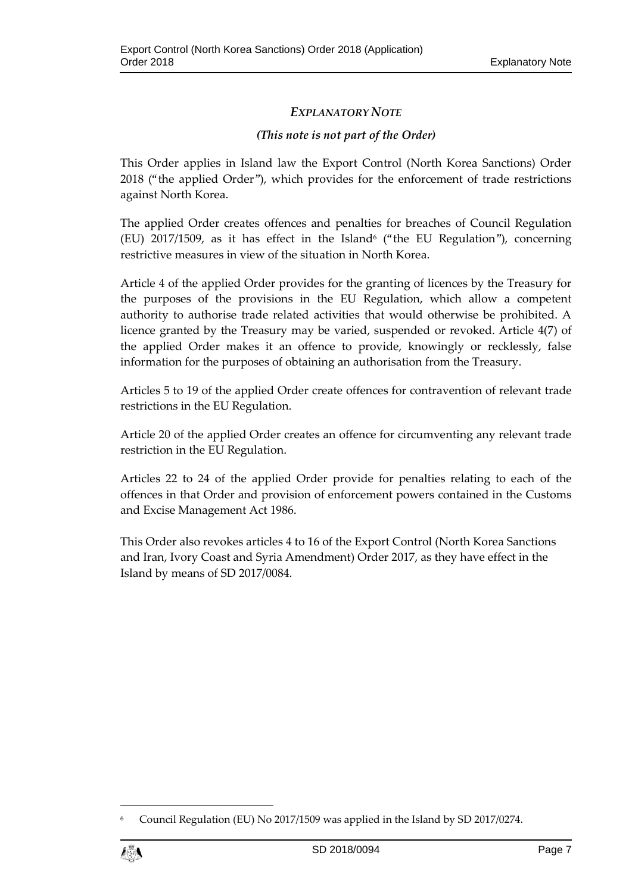## *EXPLANATORY NOTE*

***(This note is not part of the Order)***

This Order applies in Island law the Export Control (North Korea Sanctions) Order 2018 ("the applied Order"), which provides for the enforcement of trade restrictions against North Korea.

The applied Order creates offences and penalties for breaches of Council Regulation (EU) 2017/1509, as it has effect in the Island[6] ("the EU Regulation"), concerning restrictive measures in view of the situation in North Korea.

Article 4 of the applied Order provides for the granting of licences by the Treasury for the purposes of the provisions in the EU Regulation, which allow a competent authority to authorise trade related activities that would otherwise be prohibited. A licence granted by the Treasury may be varied, suspended or revoked. Article 4(7) of the applied Order makes it an offence to provide, knowingly or recklessly, false information for the purposes of obtaining an authorisation from the Treasury.

Articles 5 to 19 of the applied Order create offences for contravention of relevant trade restrictions in the EU Regulation.

Article 20 of the applied Order creates an offence for circumventing any relevant trade restriction in the EU Regulation.

Articles 22 to 24 of the applied Order provide for penalties relating to each of the offences in that Order and provision of enforcement powers contained in the Customs and Excise Management Act 1986.

This Order also revokes articles 4 to 16 of the Export Control (North Korea Sanctions and Iran, Ivory Coast and Syria Amendment) Order 2017, as they have effect in the Island by means of SD 2017/0084.

[6] Council Regulation (EU) No 2017/1509 was applied in the Island by SD 2017/0274.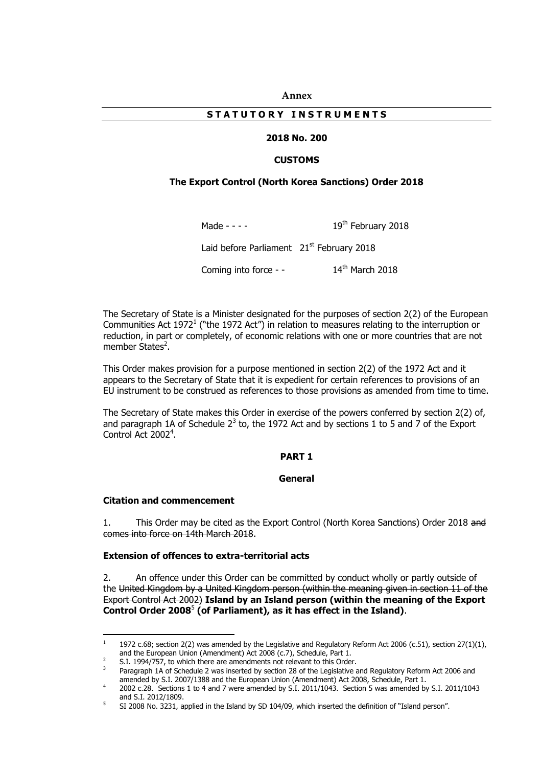**Annex**

**S T A T U T O R Y I N S T R U M E N T S**

**2018 No. 200**

**CUSTOMS**

**The Export Control (North Korea Sanctions) Order 2018**

| | |
|---|---|
| Made - - - - | 19th February 2018 |
| Laid before Parliament | 21st February 2018 |
| Coming into force - - | 14th March 2018 |

The Secretary of State is a Minister designated for the purposes of section 2(2) of the European Communities Act 1972[1] ("the 1972 Act") in relation to measures relating to the interruption or reduction, in part or completely, of economic relations with one or more countries that are not member States[2].

This Order makes provision for a purpose mentioned in section 2(2) of the 1972 Act and it appears to the Secretary of State that it is expedient for certain references to provisions of an EU instrument to be construed as references to those provisions as amended from time to time.

The Secretary of State makes this Order in exercise of the powers conferred by section 2(2) of, and paragraph 1A of Schedule 2[3] to, the 1972 Act and by sections 1 to 5 and 7 of the Export Control Act 2002[4].

## PART 1

### General

**Citation and commencement**

1. This Order may be cited as the Export Control (North Korea Sanctions) Order 2018 ~~and comes into force on 14th March 2018~~.

**Extension of offences to extra-territorial acts**

2. An offence under this Order can be committed by conduct wholly or partly outside of the ~~United Kingdom by a United Kingdom person (within the meaning given in section 11 of the Export Control Act 2002)~~ **Island by an Island person (within the meaning of the Export Control Order 2008**[5] **(of Parliament), as it has effect in the Island)**.

---

[1] 1972 c.68; section 2(2) was amended by the Legislative and Regulatory Reform Act 2006 (c.51), section 27(1)(1), and the European Union (Amendment) Act 2008 (c.7), Schedule, Part 1.

[2] S.I. 1994/757, to which there are amendments not relevant to this Order.

[3] Paragraph 1A of Schedule 2 was inserted by section 28 of the Legislative and Regulatory Reform Act 2006 and amended by S.I. 2007/1388 and the European Union (Amendment) Act 2008, Schedule, Part 1.

[4] 2002 c.28. Sections 1 to 4 and 7 were amended by S.I. 2011/1043. Section 5 was amended by S.I. 2011/1043 and S.I. 2012/1809.

[5] SI 2008 No. 3231, applied in the Island by SD 104/09, which inserted the definition of "Island person".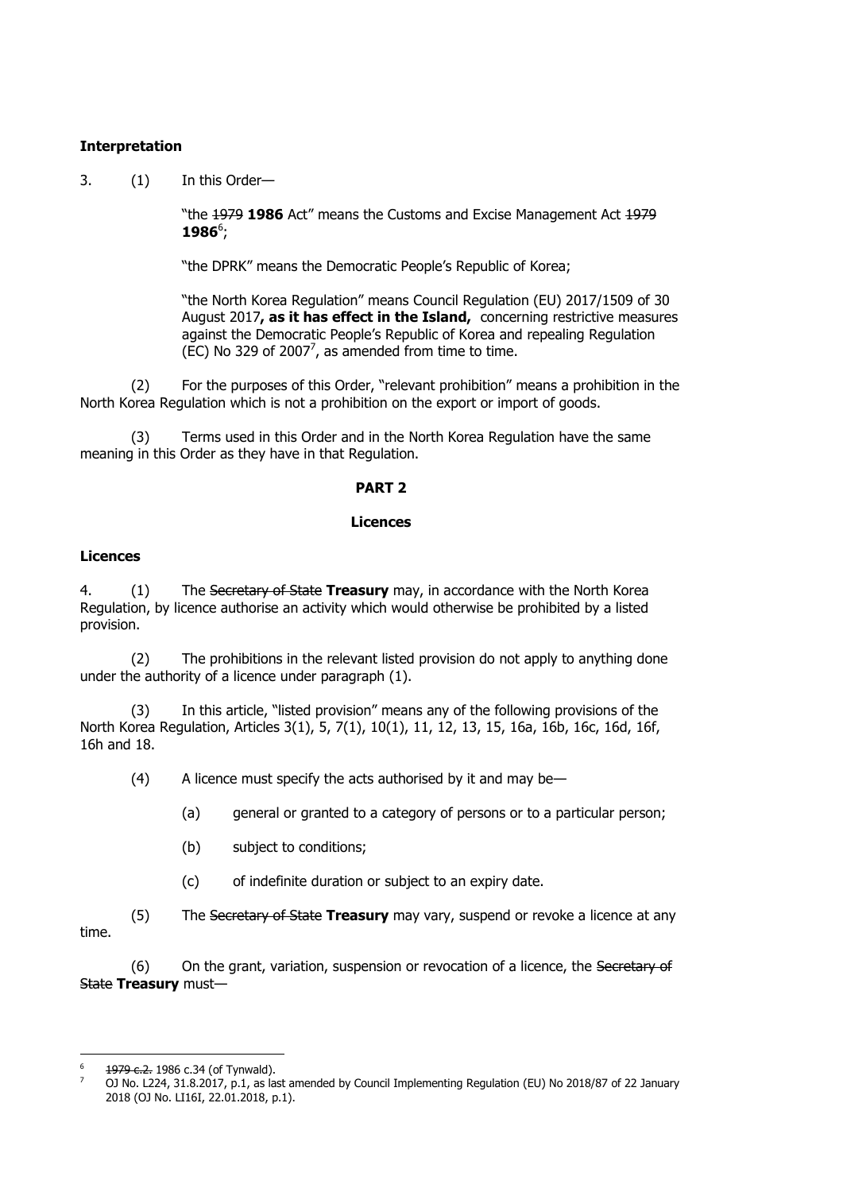**Interpretation**

3. (1) In this Order—

"the ~~1979~~ **1986** Act" means the Customs and Excise Management Act ~~1979~~ **1986**[6];

"the DPRK" means the Democratic People's Republic of Korea;

"the North Korea Regulation" means Council Regulation (EU) 2017/1509 of 30 August 2017**, as it has effect in the Island,** concerning restrictive measures against the Democratic People's Republic of Korea and repealing Regulation (EC) No 329 of 2007[7], as amended from time to time.

(2) For the purposes of this Order, "relevant prohibition" means a prohibition in the North Korea Regulation which is not a prohibition on the export or import of goods.

(3) Terms used in this Order and in the North Korea Regulation have the same meaning in this Order as they have in that Regulation.

**PART 2**

**Licences**

**Licences**

4. (1) The ~~Secretary of State~~ **Treasury** may, in accordance with the North Korea Regulation, by licence authorise an activity which would otherwise be prohibited by a listed provision.

(2) The prohibitions in the relevant listed provision do not apply to anything done under the authority of a licence under paragraph (1).

(3) In this article, "listed provision" means any of the following provisions of the North Korea Regulation, Articles 3(1), 5, 7(1), 10(1), 11, 12, 13, 15, 16a, 16b, 16c, 16d, 16f, 16h and 18.

(4) A licence must specify the acts authorised by it and may be—

(a) general or granted to a category of persons or to a particular person;

(b) subject to conditions;

(c) of indefinite duration or subject to an expiry date.

(5) The ~~Secretary of State~~ **Treasury** may vary, suspend or revoke a licence at any time.

(6) On the grant, variation, suspension or revocation of a licence, the ~~Secretary of State~~ **Treasury** must—

---

[6] ~~1979 c.2.~~ 1986 c.34 (of Tynwald).

[7] OJ No. L224, 31.8.2017, p.1, as last amended by Council Implementing Regulation (EU) No 2018/87 of 22 January 2018 (OJ No. LI16I, 22.01.2018, p.1).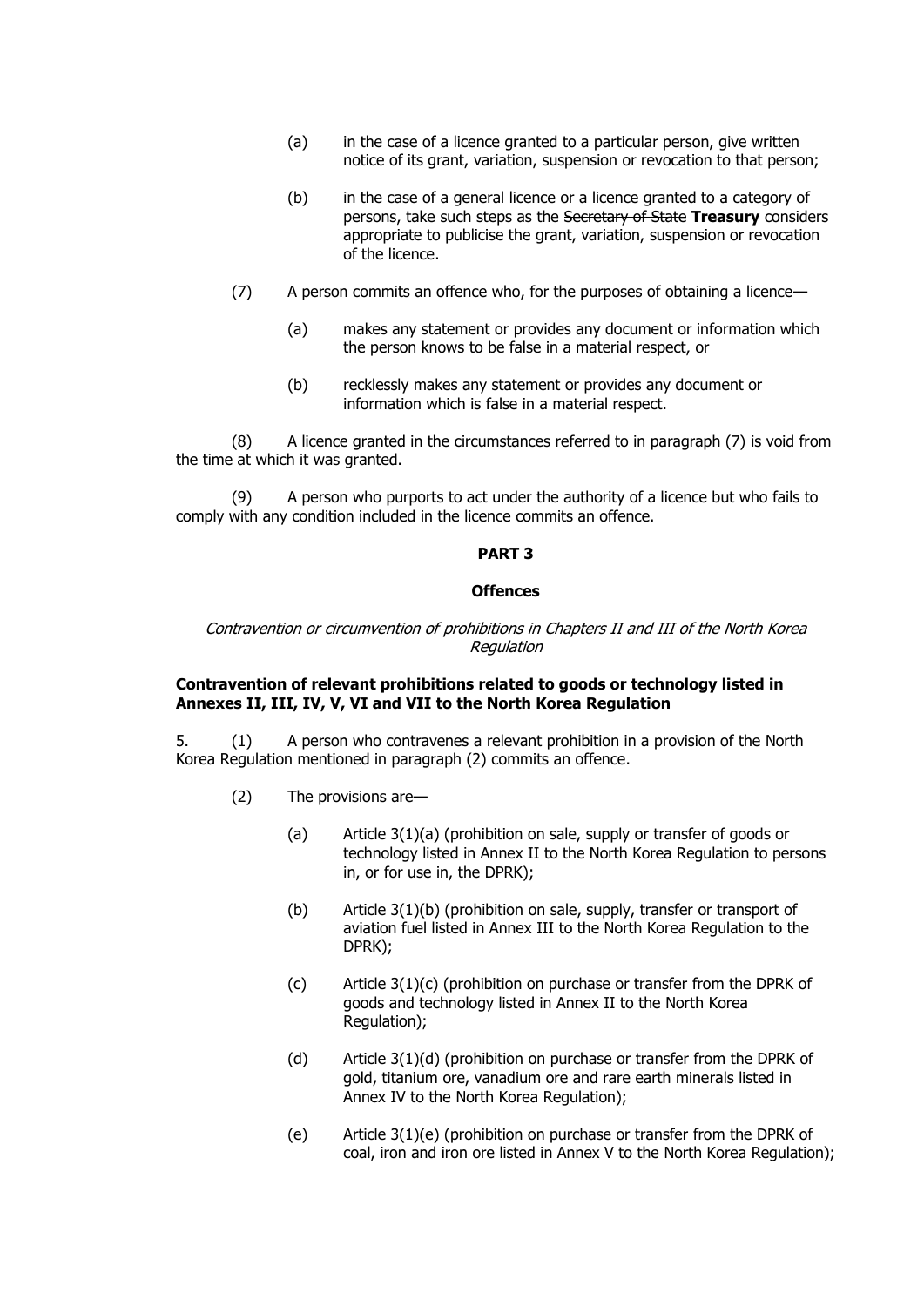(a) in the case of a licence granted to a particular person, give written notice of its grant, variation, suspension or revocation to that person;

(b) in the case of a general licence or a licence granted to a category of persons, take such steps as the ~~Secretary of State~~ **Treasury** considers appropriate to publicise the grant, variation, suspension or revocation of the licence.

(7) A person commits an offence who, for the purposes of obtaining a licence—

(a) makes any statement or provides any document or information which the person knows to be false in a material respect, or

(b) recklessly makes any statement or provides any document or information which is false in a material respect.

(8) A licence granted in the circumstances referred to in paragraph (7) is void from the time at which it was granted.

(9) A person who purports to act under the authority of a licence but who fails to comply with any condition included in the licence commits an offence.

## PART 3

## Offences

*Contravention or circumvention of prohibitions in Chapters II and III of the North Korea Regulation*

### Contravention of relevant prohibitions related to goods or technology listed in Annexes II, III, IV, V, VI and VII to the North Korea Regulation

5. (1) A person who contravenes a relevant prohibition in a provision of the North Korea Regulation mentioned in paragraph (2) commits an offence.

(2) The provisions are—

(a) Article 3(1)(a) (prohibition on sale, supply or transfer of goods or technology listed in Annex II to the North Korea Regulation to persons in, or for use in, the DPRK);

(b) Article 3(1)(b) (prohibition on sale, supply, transfer or transport of aviation fuel listed in Annex III to the North Korea Regulation to the DPRK);

(c) Article 3(1)(c) (prohibition on purchase or transfer from the DPRK of goods and technology listed in Annex II to the North Korea Regulation);

(d) Article 3(1)(d) (prohibition on purchase or transfer from the DPRK of gold, titanium ore, vanadium ore and rare earth minerals listed in Annex IV to the North Korea Regulation);

(e) Article 3(1)(e) (prohibition on purchase or transfer from the DPRK of coal, iron and iron ore listed in Annex V to the North Korea Regulation);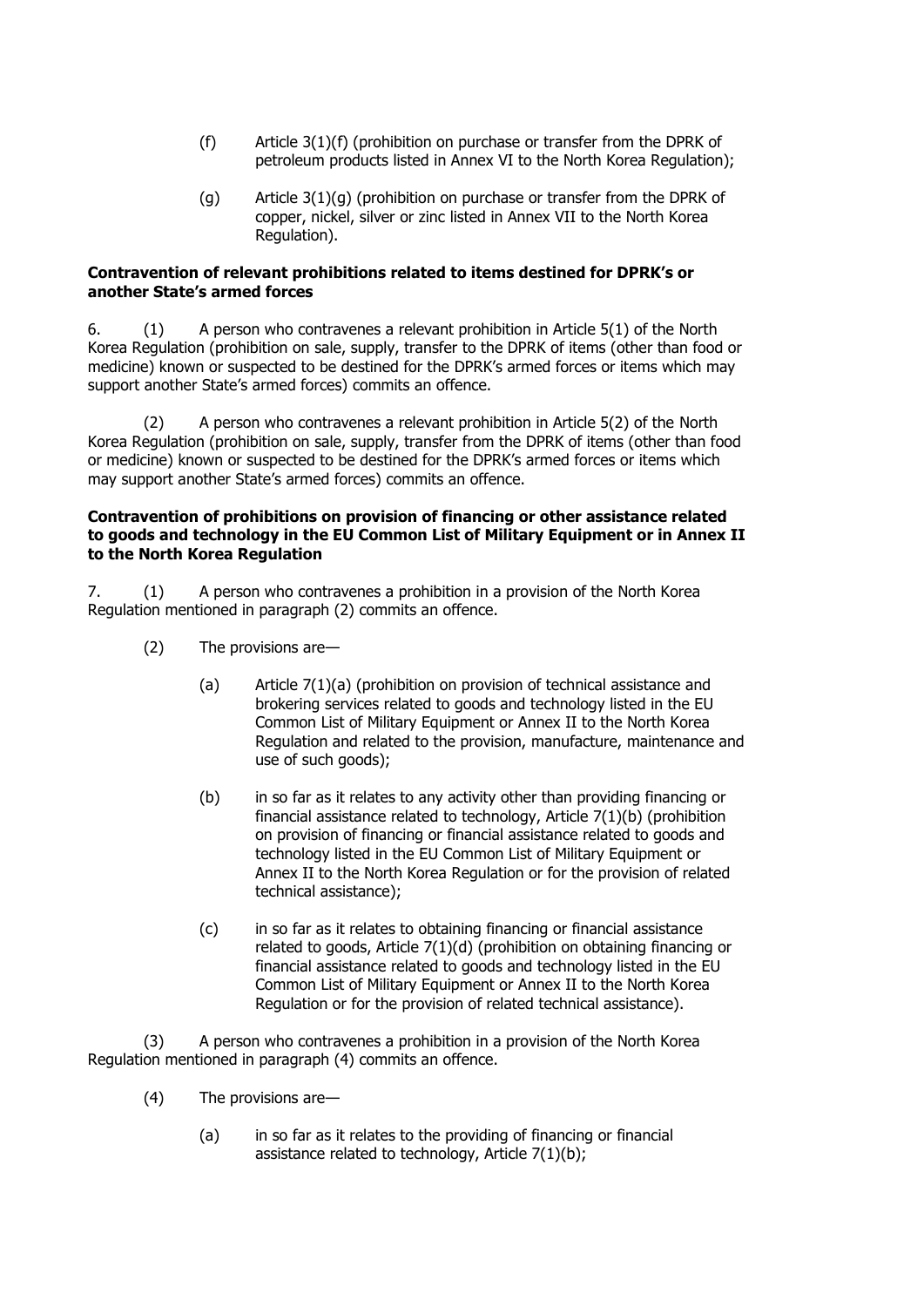(f) Article 3(1)(f) (prohibition on purchase or transfer from the DPRK of petroleum products listed in Annex VI to the North Korea Regulation);

(g) Article 3(1)(g) (prohibition on purchase or transfer from the DPRK of copper, nickel, silver or zinc listed in Annex VII to the North Korea Regulation).

**Contravention of relevant prohibitions related to items destined for DPRK's or another State's armed forces**

6. (1) A person who contravenes a relevant prohibition in Article 5(1) of the North Korea Regulation (prohibition on sale, supply, transfer to the DPRK of items (other than food or medicine) known or suspected to be destined for the DPRK's armed forces or items which may support another State's armed forces) commits an offence.

(2) A person who contravenes a relevant prohibition in Article 5(2) of the North Korea Regulation (prohibition on sale, supply, transfer from the DPRK of items (other than food or medicine) known or suspected to be destined for the DPRK's armed forces or items which may support another State's armed forces) commits an offence.

**Contravention of prohibitions on provision of financing or other assistance related to goods and technology in the EU Common List of Military Equipment or in Annex II to the North Korea Regulation**

7. (1) A person who contravenes a prohibition in a provision of the North Korea Regulation mentioned in paragraph (2) commits an offence.

(2) The provisions are—

(a) Article 7(1)(a) (prohibition on provision of technical assistance and brokering services related to goods and technology listed in the EU Common List of Military Equipment or Annex II to the North Korea Regulation and related to the provision, manufacture, maintenance and use of such goods);

(b) in so far as it relates to any activity other than providing financing or financial assistance related to technology, Article 7(1)(b) (prohibition on provision of financing or financial assistance related to goods and technology listed in the EU Common List of Military Equipment or Annex II to the North Korea Regulation or for the provision of related technical assistance);

(c) in so far as it relates to obtaining financing or financial assistance related to goods, Article 7(1)(d) (prohibition on obtaining financing or financial assistance related to goods and technology listed in the EU Common List of Military Equipment or Annex II to the North Korea Regulation or for the provision of related technical assistance).

(3) A person who contravenes a prohibition in a provision of the North Korea Regulation mentioned in paragraph (4) commits an offence.

(4) The provisions are—

(a) in so far as it relates to the providing of financing or financial assistance related to technology, Article 7(1)(b);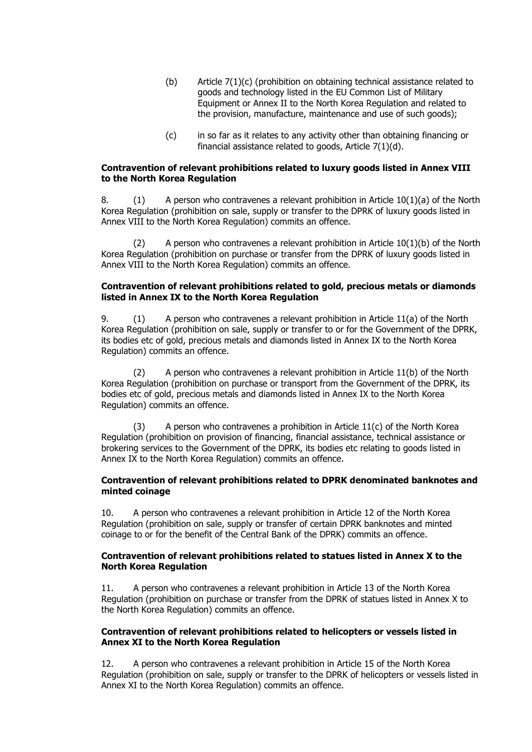(b) Article 7(1)(c) (prohibition on obtaining technical assistance related to goods and technology listed in the EU Common List of Military Equipment or Annex II to the North Korea Regulation and related to the provision, manufacture, maintenance and use of such goods);

(c) in so far as it relates to any activity other than obtaining financing or financial assistance related to goods, Article 7(1)(d).

**Contravention of relevant prohibitions related to luxury goods listed in Annex VIII to the North Korea Regulation**

8. (1) A person who contravenes a relevant prohibition in Article 10(1)(a) of the North Korea Regulation (prohibition on sale, supply or transfer to the DPRK of luxury goods listed in Annex VIII to the North Korea Regulation) commits an offence.

(2) A person who contravenes a relevant prohibition in Article 10(1)(b) of the North Korea Regulation (prohibition on purchase or transfer from the DPRK of luxury goods listed in Annex VIII to the North Korea Regulation) commits an offence.

**Contravention of relevant prohibitions related to gold, precious metals or diamonds listed in Annex IX to the North Korea Regulation**

9. (1) A person who contravenes a relevant prohibition in Article 11(a) of the North Korea Regulation (prohibition on sale, supply or transfer to or for the Government of the DPRK, its bodies etc of gold, precious metals and diamonds listed in Annex IX to the North Korea Regulation) commits an offence.

(2) A person who contravenes a relevant prohibition in Article 11(b) of the North Korea Regulation (prohibition on purchase or transport from the Government of the DPRK, its bodies etc of gold, precious metals and diamonds listed in Annex IX to the North Korea Regulation) commits an offence.

(3) A person who contravenes a prohibition in Article 11(c) of the North Korea Regulation (prohibition on provision of financing, financial assistance, technical assistance or brokering services to the Government of the DPRK, its bodies etc relating to goods listed in Annex IX to the North Korea Regulation) commits an offence.

**Contravention of relevant prohibitions related to DPRK denominated banknotes and minted coinage**

10. A person who contravenes a relevant prohibition in Article 12 of the North Korea Regulation (prohibition on sale, supply or transfer of certain DPRK banknotes and minted coinage to or for the benefit of the Central Bank of the DPRK) commits an offence.

**Contravention of relevant prohibitions related to statues listed in Annex X to the North Korea Regulation**

11. A person who contravenes a relevant prohibition in Article 13 of the North Korea Regulation (prohibition on purchase or transfer from the DPRK of statues listed in Annex X to the North Korea Regulation) commits an offence.

**Contravention of relevant prohibitions related to helicopters or vessels listed in Annex XI to the North Korea Regulation**

12. A person who contravenes a relevant prohibition in Article 15 of the North Korea Regulation (prohibition on sale, supply or transfer to the DPRK of helicopters or vessels listed in Annex XI to the North Korea Regulation) commits an offence.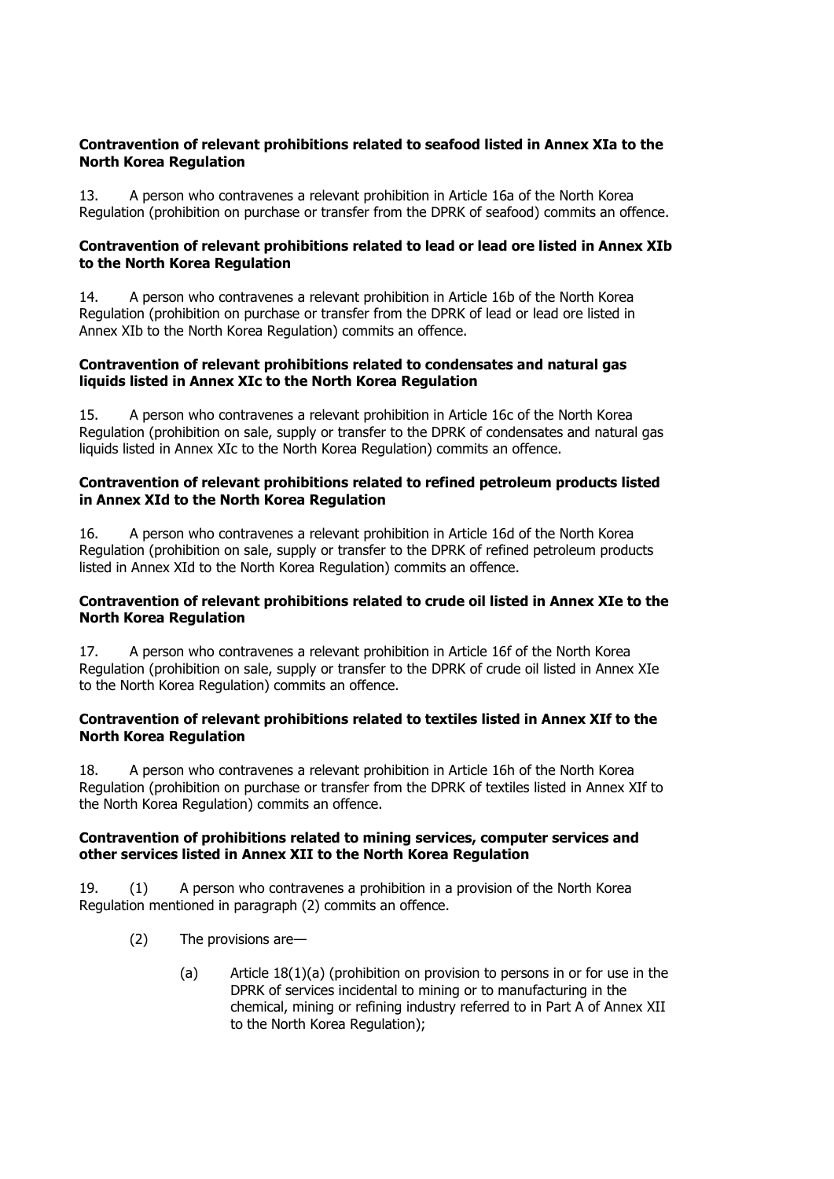**Contravention of relevant prohibitions related to seafood listed in Annex XIa to the North Korea Regulation**

13. A person who contravenes a relevant prohibition in Article 16a of the North Korea Regulation (prohibition on purchase or transfer from the DPRK of seafood) commits an offence.

**Contravention of relevant prohibitions related to lead or lead ore listed in Annex XIb to the North Korea Regulation**

14. A person who contravenes a relevant prohibition in Article 16b of the North Korea Regulation (prohibition on purchase or transfer from the DPRK of lead or lead ore listed in Annex XIb to the North Korea Regulation) commits an offence.

**Contravention of relevant prohibitions related to condensates and natural gas liquids listed in Annex XIc to the North Korea Regulation**

15. A person who contravenes a relevant prohibition in Article 16c of the North Korea Regulation (prohibition on sale, supply or transfer to the DPRK of condensates and natural gas liquids listed in Annex XIc to the North Korea Regulation) commits an offence.

**Contravention of relevant prohibitions related to refined petroleum products listed in Annex XId to the North Korea Regulation**

16. A person who contravenes a relevant prohibition in Article 16d of the North Korea Regulation (prohibition on sale, supply or transfer to the DPRK of refined petroleum products listed in Annex XId to the North Korea Regulation) commits an offence.

**Contravention of relevant prohibitions related to crude oil listed in Annex XIe to the North Korea Regulation**

17. A person who contravenes a relevant prohibition in Article 16f of the North Korea Regulation (prohibition on sale, supply or transfer to the DPRK of crude oil listed in Annex XIe to the North Korea Regulation) commits an offence.

**Contravention of relevant prohibitions related to textiles listed in Annex XIf to the North Korea Regulation**

18. A person who contravenes a relevant prohibition in Article 16h of the North Korea Regulation (prohibition on purchase or transfer from the DPRK of textiles listed in Annex XIf to the North Korea Regulation) commits an offence.

**Contravention of prohibitions related to mining services, computer services and other services listed in Annex XII to the North Korea Regulation**

19. (1) A person who contravenes a prohibition in a provision of the North Korea Regulation mentioned in paragraph (2) commits an offence.

(2) The provisions are—

(a) Article 18(1)(a) (prohibition on provision to persons in or for use in the DPRK of services incidental to mining or to manufacturing in the chemical, mining or refining industry referred to in Part A of Annex XII to the North Korea Regulation);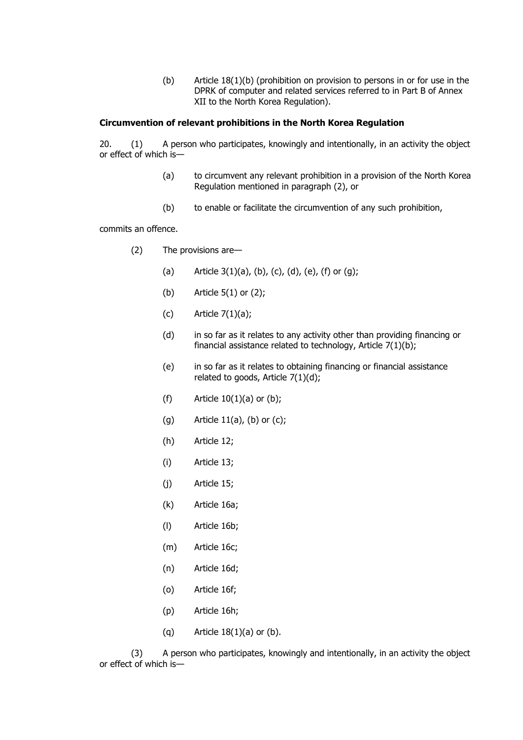(b) Article 18(1)(b) (prohibition on provision to persons in or for use in the DPRK of computer and related services referred to in Part B of Annex XII to the North Korea Regulation).

**Circumvention of relevant prohibitions in the North Korea Regulation**

20. (1) A person who participates, knowingly and intentionally, in an activity the object or effect of which is—

(a) to circumvent any relevant prohibition in a provision of the North Korea Regulation mentioned in paragraph (2), or

(b) to enable or facilitate the circumvention of any such prohibition,

commits an offence.

(2) The provisions are—

(a) Article 3(1)(a), (b), (c), (d), (e), (f) or (g);

(b) Article 5(1) or (2);

(c) Article 7(1)(a);

(d) in so far as it relates to any activity other than providing financing or financial assistance related to technology, Article 7(1)(b);

(e) in so far as it relates to obtaining financing or financial assistance related to goods, Article 7(1)(d);

(f) Article 10(1)(a) or (b);

(g) Article 11(a), (b) or (c);

(h) Article 12;

(i) Article 13;

(j) Article 15;

(k) Article 16a;

(l) Article 16b;

(m) Article 16c;

(n) Article 16d;

(o) Article 16f;

(p) Article 16h;

(q) Article 18(1)(a) or (b).

(3) A person who participates, knowingly and intentionally, in an activity the object or effect of which is—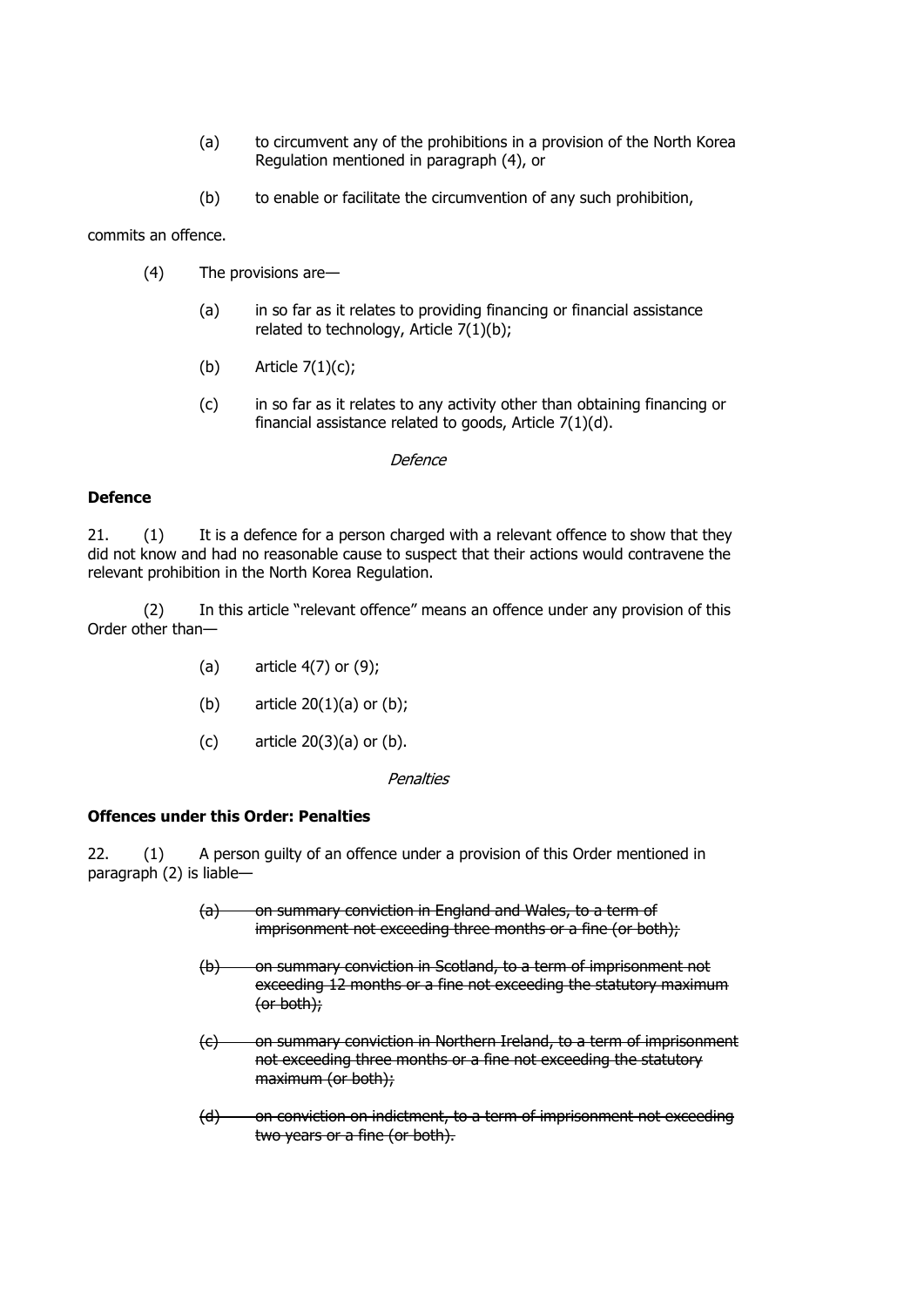(a) to circumvent any of the prohibitions in a provision of the North Korea Regulation mentioned in paragraph (4), or

(b) to enable or facilitate the circumvention of any such prohibition,

commits an offence.

(4) The provisions are—

(a) in so far as it relates to providing financing or financial assistance related to technology, Article 7(1)(b);

(b) Article 7(1)(c);

(c) in so far as it relates to any activity other than obtaining financing or financial assistance related to goods, Article 7(1)(d).

*Defence*

**Defence**

21. (1) It is a defence for a person charged with a relevant offence to show that they did not know and had no reasonable cause to suspect that their actions would contravene the relevant prohibition in the North Korea Regulation.

(2) In this article "relevant offence" means an offence under any provision of this Order other than—

(a) article 4(7) or (9);

(b) article 20(1)(a) or (b);

(c) article 20(3)(a) or (b).

*Penalties*

**Offences under this Order: Penalties**

22. (1) A person guilty of an offence under a provision of this Order mentioned in paragraph (2) is liable—

~~(a) on summary conviction in England and Wales, to a term of imprisonment not exceeding three months or a fine (or both);~~

~~(b) on summary conviction in Scotland, to a term of imprisonment not exceeding 12 months or a fine not exceeding the statutory maximum (or both);~~

~~(c) on summary conviction in Northern Ireland, to a term of imprisonment not exceeding three months or a fine not exceeding the statutory maximum (or both);~~

~~(d) on conviction on indictment, to a term of imprisonment not exceeding two years or a fine (or both).~~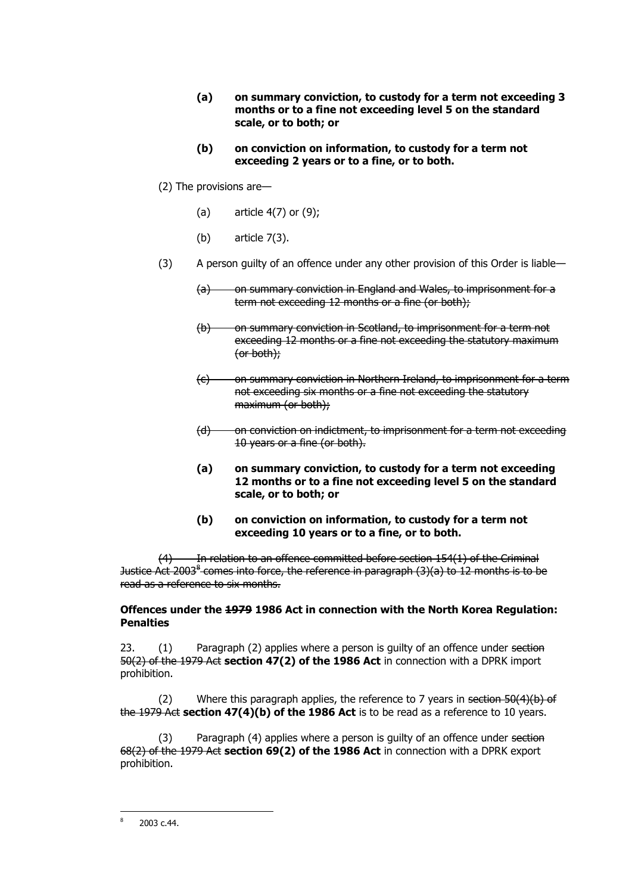**(a) on summary conviction, to custody for a term not exceeding 3 months or to a fine not exceeding level 5 on the standard scale, or to both; or**

**(b) on conviction on information, to custody for a term not exceeding 2 years or to a fine, or to both.**

(2) The provisions are—

(a) article 4(7) or (9);

(b) article 7(3).

(3) A person guilty of an offence under any other provision of this Order is liable—

~~(a) on summary conviction in England and Wales, to imprisonment for a term not exceeding 12 months or a fine (or both);~~

~~(b) on summary conviction in Scotland, to imprisonment for a term not exceeding 12 months or a fine not exceeding the statutory maximum (or both);~~

~~(c) on summary conviction in Northern Ireland, to imprisonment for a term not exceeding six months or a fine not exceeding the statutory maximum (or both);~~

~~(d) on conviction on indictment, to imprisonment for a term not exceeding 10 years or a fine (or both).~~

**(a) on summary conviction, to custody for a term not exceeding 12 months or to a fine not exceeding level 5 on the standard scale, or to both; or**

**(b) on conviction on information, to custody for a term not exceeding 10 years or to a fine, or to both.**

~~(4) In relation to an offence committed before section 154(1) of the Criminal Justice Act 2003[8] comes into force, the reference in paragraph (3)(a) to 12 months is to be read as a reference to six months.~~

**Offences under the ~~1979~~ 1986 Act in connection with the North Korea Regulation: Penalties**

23. (1) Paragraph (2) applies where a person is guilty of an offence under ~~section 50(2) of the 1979 Act~~ **section 47(2) of the 1986 Act** in connection with a DPRK import prohibition.

(2) Where this paragraph applies, the reference to 7 years in ~~section 50(4)(b) of the 1979 Act~~ **section 47(4)(b) of the 1986 Act** is to be read as a reference to 10 years.

(3) Paragraph (4) applies where a person is guilty of an offence under ~~section 68(2) of the 1979 Act~~ **section 69(2) of the 1986 Act** in connection with a DPRK export prohibition.

[8] 2003 c.44.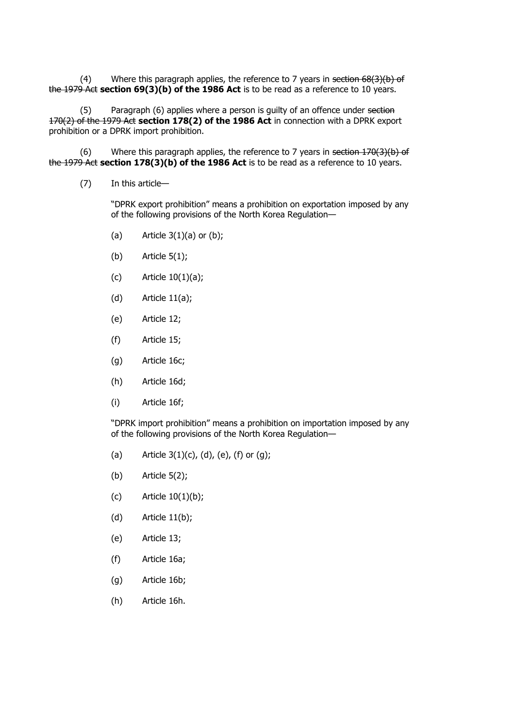(4) Where this paragraph applies, the reference to 7 years in ~~section 68(3)(b) of the 1979 Act~~ **section 69(3)(b) of the 1986 Act** is to be read as a reference to 10 years.

(5) Paragraph (6) applies where a person is guilty of an offence under ~~section 170(2) of the 1979 Act~~ **section 178(2) of the 1986 Act** in connection with a DPRK export prohibition or a DPRK import prohibition.

(6) Where this paragraph applies, the reference to 7 years in ~~section 170(3)(b) of the 1979 Act~~ **section 178(3)(b) of the 1986 Act** is to be read as a reference to 10 years.

(7) In this article—

"DPRK export prohibition" means a prohibition on exportation imposed by any of the following provisions of the North Korea Regulation—

(a) Article 3(1)(a) or (b);

(b) Article 5(1);

(c) Article 10(1)(a);

(d) Article 11(a);

(e) Article 12;

(f) Article 15;

(g) Article 16c;

(h) Article 16d;

(i) Article 16f;

"DPRK import prohibition" means a prohibition on importation imposed by any of the following provisions of the North Korea Regulation—

(a) Article 3(1)(c), (d), (e), (f) or (g);

(b) Article 5(2);

(c) Article 10(1)(b);

(d) Article 11(b);

(e) Article 13;

(f) Article 16a;

(g) Article 16b;

(h) Article 16h.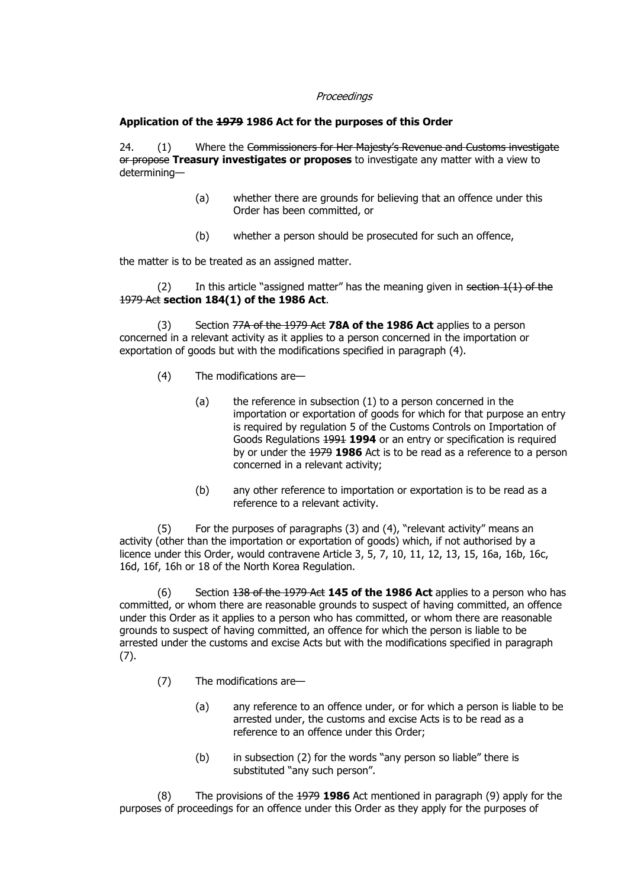*Proceedings*

**Application of the ~~1979~~ 1986 Act for the purposes of this Order**

24. (1) Where the ~~Commissioners for Her Majesty's Revenue and Customs investigate or propose~~ **Treasury investigates or proposes** to investigate any matter with a view to determining—

> (a) whether there are grounds for believing that an offence under this Order has been committed, or
>
> (b) whether a person should be prosecuted for such an offence,

the matter is to be treated as an assigned matter.

(2) In this article "assigned matter" has the meaning given in ~~section 1(1) of the 1979 Act~~ **section 184(1) of the 1986 Act**.

(3) Section ~~77A of the 1979 Act~~ **78A of the 1986 Act** applies to a person concerned in a relevant activity as it applies to a person concerned in the importation or exportation of goods but with the modifications specified in paragraph (4).

(4) The modifications are—

> (a) the reference in subsection (1) to a person concerned in the importation or exportation of goods for which for that purpose an entry is required by regulation 5 of the Customs Controls on Importation of Goods Regulations ~~1991~~ **1994** or an entry or specification is required by or under the ~~1979~~ **1986** Act is to be read as a reference to a person concerned in a relevant activity;
>
> (b) any other reference to importation or exportation is to be read as a reference to a relevant activity.

(5) For the purposes of paragraphs (3) and (4), "relevant activity" means an activity (other than the importation or exportation of goods) which, if not authorised by a licence under this Order, would contravene Article 3, 5, 7, 10, 11, 12, 13, 15, 16a, 16b, 16c, 16d, 16f, 16h or 18 of the North Korea Regulation.

(6) Section ~~138 of the 1979 Act~~ **145 of the 1986 Act** applies to a person who has committed, or whom there are reasonable grounds to suspect of having committed, an offence under this Order as it applies to a person who has committed, or whom there are reasonable grounds to suspect of having committed, an offence for which the person is liable to be arrested under the customs and excise Acts but with the modifications specified in paragraph (7).

(7) The modifications are—

> (a) any reference to an offence under, or for which a person is liable to be arrested under, the customs and excise Acts is to be read as a reference to an offence under this Order;
>
> (b) in subsection (2) for the words "any person so liable" there is substituted "any such person".

(8) The provisions of the ~~1979~~ **1986** Act mentioned in paragraph (9) apply for the purposes of proceedings for an offence under this Order as they apply for the purposes of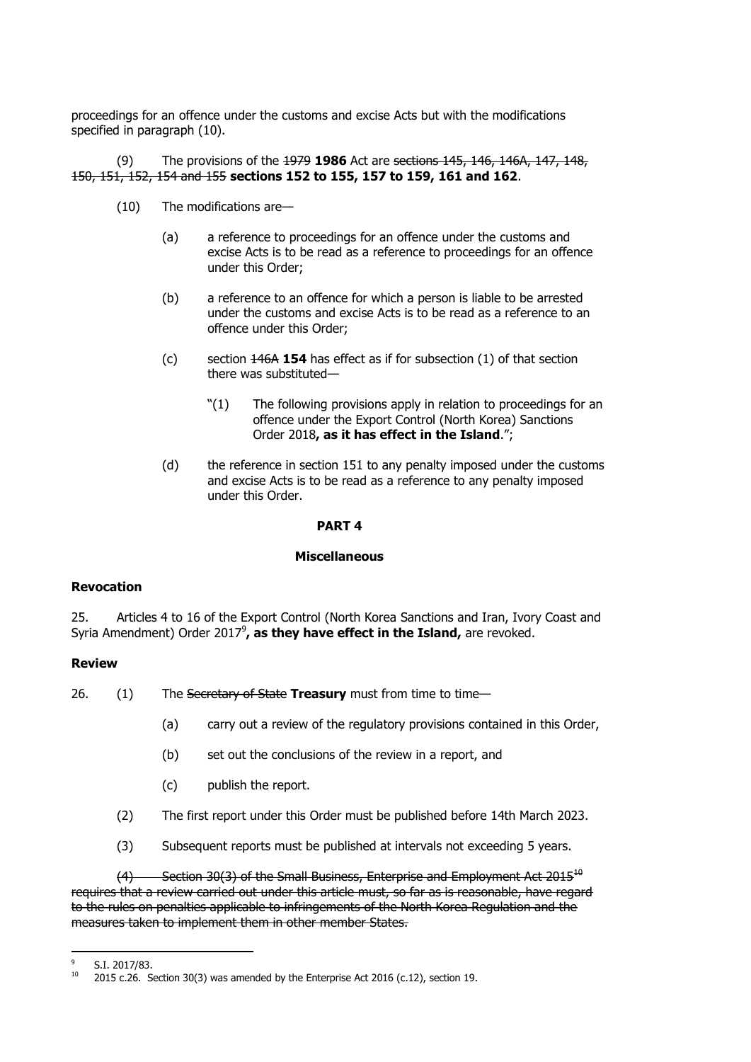proceedings for an offence under the customs and excise Acts but with the modifications specified in paragraph (10).

(9) The provisions of the ~~1979~~ **1986** Act are ~~sections 145, 146, 146A, 147, 148, 150, 151, 152, 154 and 155~~ **sections 152 to 155, 157 to 159, 161 and 162**.

(10) The modifications are—

(a) a reference to proceedings for an offence under the customs and excise Acts is to be read as a reference to proceedings for an offence under this Order;

(b) a reference to an offence for which a person is liable to be arrested under the customs and excise Acts is to be read as a reference to an offence under this Order;

(c) section ~~146A~~ **154** has effect as if for subsection (1) of that section there was substituted—

"(1) The following provisions apply in relation to proceedings for an offence under the Export Control (North Korea) Sanctions Order 2018**, as it has effect in the Island**.";

(d) the reference in section 151 to any penalty imposed under the customs and excise Acts is to be read as a reference to any penalty imposed under this Order.

**PART 4**

**Miscellaneous**

**Revocation**

25. Articles 4 to 16 of the Export Control (North Korea Sanctions and Iran, Ivory Coast and Syria Amendment) Order 2017[9]**, as they have effect in the Island,** are revoked.

**Review**

26. (1) The ~~Secretary of State~~ **Treasury** must from time to time—

(a) carry out a review of the regulatory provisions contained in this Order,

(b) set out the conclusions of the review in a report, and

(c) publish the report.

(2) The first report under this Order must be published before 14th March 2023.

(3) Subsequent reports must be published at intervals not exceeding 5 years.

~~(4) Section 30(3) of the Small Business, Enterprise and Employment Act 2015[10] requires that a review carried out under this article must, so far as is reasonable, have regard to the rules on penalties applicable to infringements of the North Korea Regulation and the measures taken to implement them in other member States.~~

---

[9] S.I. 2017/83.

[10] 2015 c.26. Section 30(3) was amended by the Enterprise Act 2016 (c.12), section 19.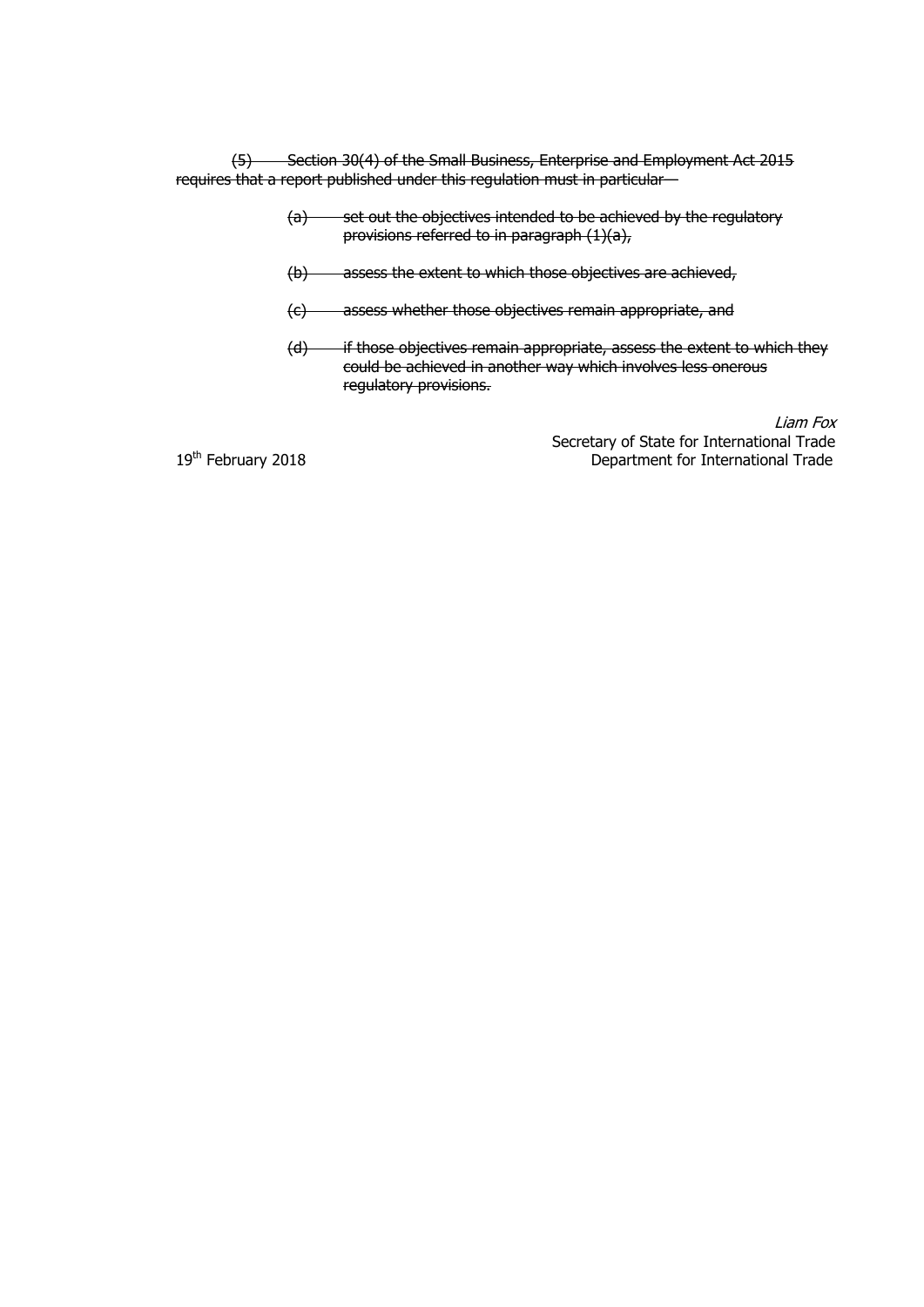~~(5) Section 30(4) of the Small Business, Enterprise and Employment Act 2015 requires that a report published under this regulation must in particular—~~

> ~~(a) set out the objectives intended to be achieved by the regulatory provisions referred to in paragraph (1)(a),~~
>
> ~~(b) assess the extent to which those objectives are achieved,~~
>
> ~~(c) assess whether those objectives remain appropriate, and~~
>
> ~~(d) if those objectives remain appropriate, assess the extent to which they could be achieved in another way which involves less onerous regulatory provisions.~~

*Liam Fox*
Secretary of State for International Trade
Department for International Trade

19th February 2018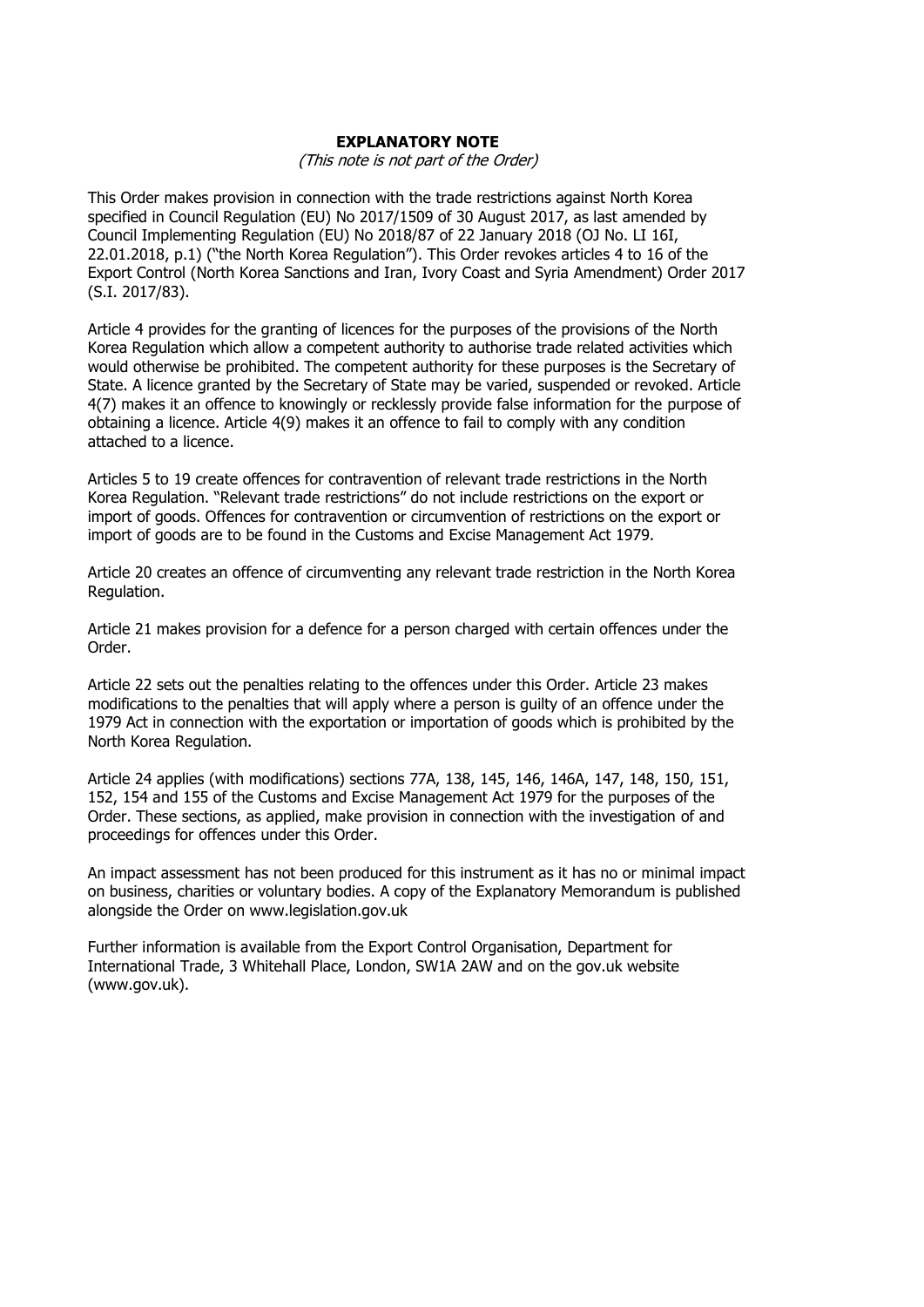**EXPLANATORY NOTE**

*(This note is not part of the Order)*

This Order makes provision in connection with the trade restrictions against North Korea specified in Council Regulation (EU) No 2017/1509 of 30 August 2017, as last amended by Council Implementing Regulation (EU) No 2018/87 of 22 January 2018 (OJ No. LI 16I, 22.01.2018, p.1) ("the North Korea Regulation"). This Order revokes articles 4 to 16 of the Export Control (North Korea Sanctions and Iran, Ivory Coast and Syria Amendment) Order 2017 (S.I. 2017/83).

Article 4 provides for the granting of licences for the purposes of the provisions of the North Korea Regulation which allow a competent authority to authorise trade related activities which would otherwise be prohibited. The competent authority for these purposes is the Secretary of State. A licence granted by the Secretary of State may be varied, suspended or revoked. Article 4(7) makes it an offence to knowingly or recklessly provide false information for the purpose of obtaining a licence. Article 4(9) makes it an offence to fail to comply with any condition attached to a licence.

Articles 5 to 19 create offences for contravention of relevant trade restrictions in the North Korea Regulation. "Relevant trade restrictions" do not include restrictions on the export or import of goods. Offences for contravention or circumvention of restrictions on the export or import of goods are to be found in the Customs and Excise Management Act 1979.

Article 20 creates an offence of circumventing any relevant trade restriction in the North Korea Regulation.

Article 21 makes provision for a defence for a person charged with certain offences under the Order.

Article 22 sets out the penalties relating to the offences under this Order. Article 23 makes modifications to the penalties that will apply where a person is guilty of an offence under the 1979 Act in connection with the exportation or importation of goods which is prohibited by the North Korea Regulation.

Article 24 applies (with modifications) sections 77A, 138, 145, 146, 146A, 147, 148, 150, 151, 152, 154 and 155 of the Customs and Excise Management Act 1979 for the purposes of the Order. These sections, as applied, make provision in connection with the investigation of and proceedings for offences under this Order.

An impact assessment has not been produced for this instrument as it has no or minimal impact on business, charities or voluntary bodies. A copy of the Explanatory Memorandum is published alongside the Order on www.legislation.gov.uk

Further information is available from the Export Control Organisation, Department for International Trade, 3 Whitehall Place, London, SW1A 2AW and on the gov.uk website (www.gov.uk).